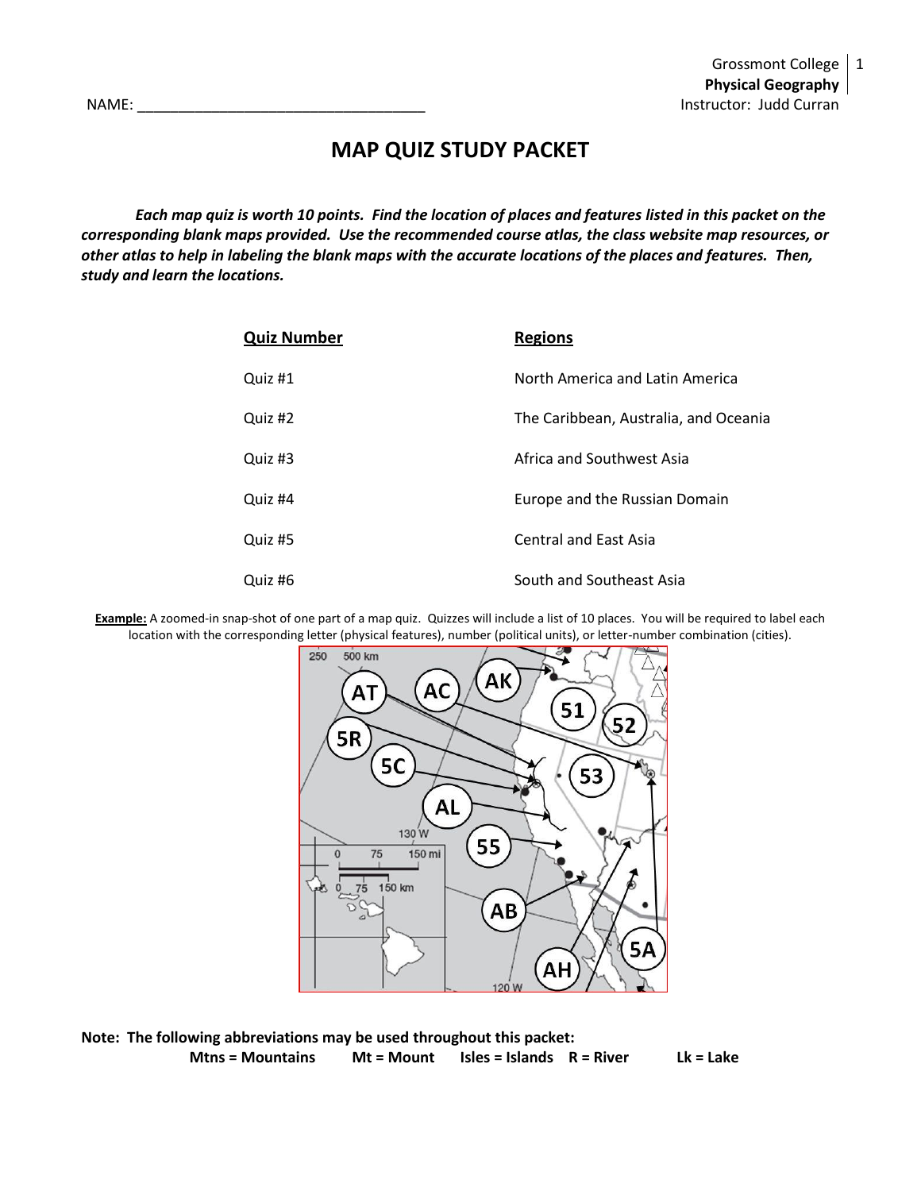NAME: ___________________________________

Grossmont College
**Physical Geography**
Instructor: Judd Curran

# MAP QUIZ STUDY PACKET

***Each map quiz is worth 10 points. Find the location of places and features listed in this packet on the corresponding blank maps provided. Use the recommended course atlas, the class website map resources, or other atlas to help in labeling the blank maps with the accurate locations of the places and features. Then, study and learn the locations.***

| Quiz Number | Regions |
| --- | --- |
| Quiz #1 | North America and Latin America |
| Quiz #2 | The Caribbean, Australia, and Oceania |
| Quiz #3 | Africa and Southwest Asia |
| Quiz #4 | Europe and the Russian Domain |
| Quiz #5 | Central and East Asia |
| Quiz #6 | South and Southeast Asia |

**Example:** A zoomed-in snap-shot of one part of a map quiz. Quizzes will include a list of 10 places. You will be required to label each location with the corresponding letter (physical features), number (political units), or letter-number combination (cities).

**Note: The following abbreviations may be used throughout this packet:**

**Mtns = Mountains  Mt = Mount  Isles = Islands  R = River  Lk = Lake**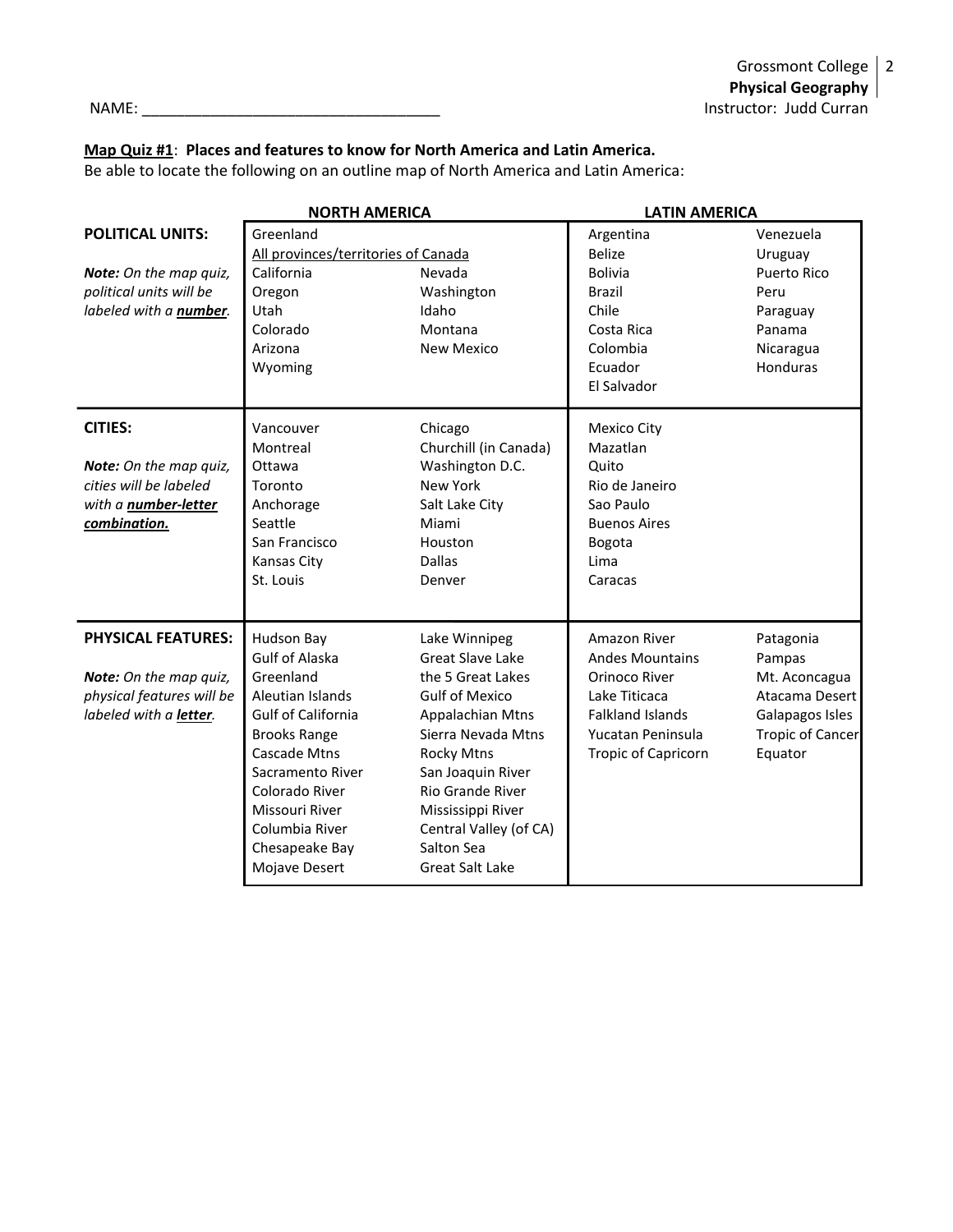Grossmont College
**Physical Geography**
Instructor: Judd Curran

NAME: ___________________________________

**Map Quiz #1**: **Places and features to know for North America and Latin America.**
Be able to locate the following on an outline map of North America and Latin America:

| | **NORTH AMERICA** | | **LATIN AMERICA** | |
|---|---|---|---|---|
| **POLITICAL UNITS:**<br><br>***Note:*** *On the map quiz, political units will be labeled with a* ***number****.* | Greenland<br>All provinces/territories of Canada<br>California<br>Oregon<br>Utah<br>Colorado<br>Arizona<br>Wyoming | <br><br>Nevada<br>Washington<br>Idaho<br>Montana<br>New Mexico | Argentina<br>Belize<br>Bolivia<br>Brazil<br>Chile<br>Costa Rica<br>Colombia<br>Ecuador<br>El Salvador | Venezuela<br>Uruguay<br>Puerto Rico<br>Peru<br>Paraguay<br>Panama<br>Nicaragua<br>Honduras |
| **CITIES:**<br><br>***Note:*** *On the map quiz, cities will be labeled with a* ***number-letter combination.*** | Vancouver<br>Montreal<br>Ottawa<br>Toronto<br>Anchorage<br>Seattle<br>San Francisco<br>Kansas City<br>St. Louis | Chicago<br>Churchill (in Canada)<br>Washington D.C.<br>New York<br>Salt Lake City<br>Miami<br>Houston<br>Dallas<br>Denver | Mexico City<br>Mazatlan<br>Quito<br>Rio de Janeiro<br>Sao Paulo<br>Buenos Aires<br>Bogota<br>Lima<br>Caracas | |
| **PHYSICAL FEATURES:**<br><br>***Note:*** *On the map quiz, physical features will be labeled with a* ***letter****.* | Hudson Bay<br>Gulf of Alaska<br>Greenland<br>Aleutian Islands<br>Gulf of California<br>Brooks Range<br>Cascade Mtns<br>Sacramento River<br>Colorado River<br>Missouri River<br>Columbia River<br>Chesapeake Bay<br>Mojave Desert | Lake Winnipeg<br>Great Slave Lake<br>the 5 Great Lakes<br>Gulf of Mexico<br>Appalachian Mtns<br>Sierra Nevada Mtns<br>Rocky Mtns<br>San Joaquin River<br>Rio Grande River<br>Mississippi River<br>Central Valley (of CA)<br>Salton Sea<br>Great Salt Lake | Amazon River<br>Andes Mountains<br>Orinoco River<br>Lake Titicaca<br>Falkland Islands<br>Yucatan Peninsula<br>Tropic of Capricorn | Patagonia<br>Pampas<br>Mt. Aconcagua<br>Atacama Desert<br>Galapagos Isles<br>Tropic of Cancer<br>Equator |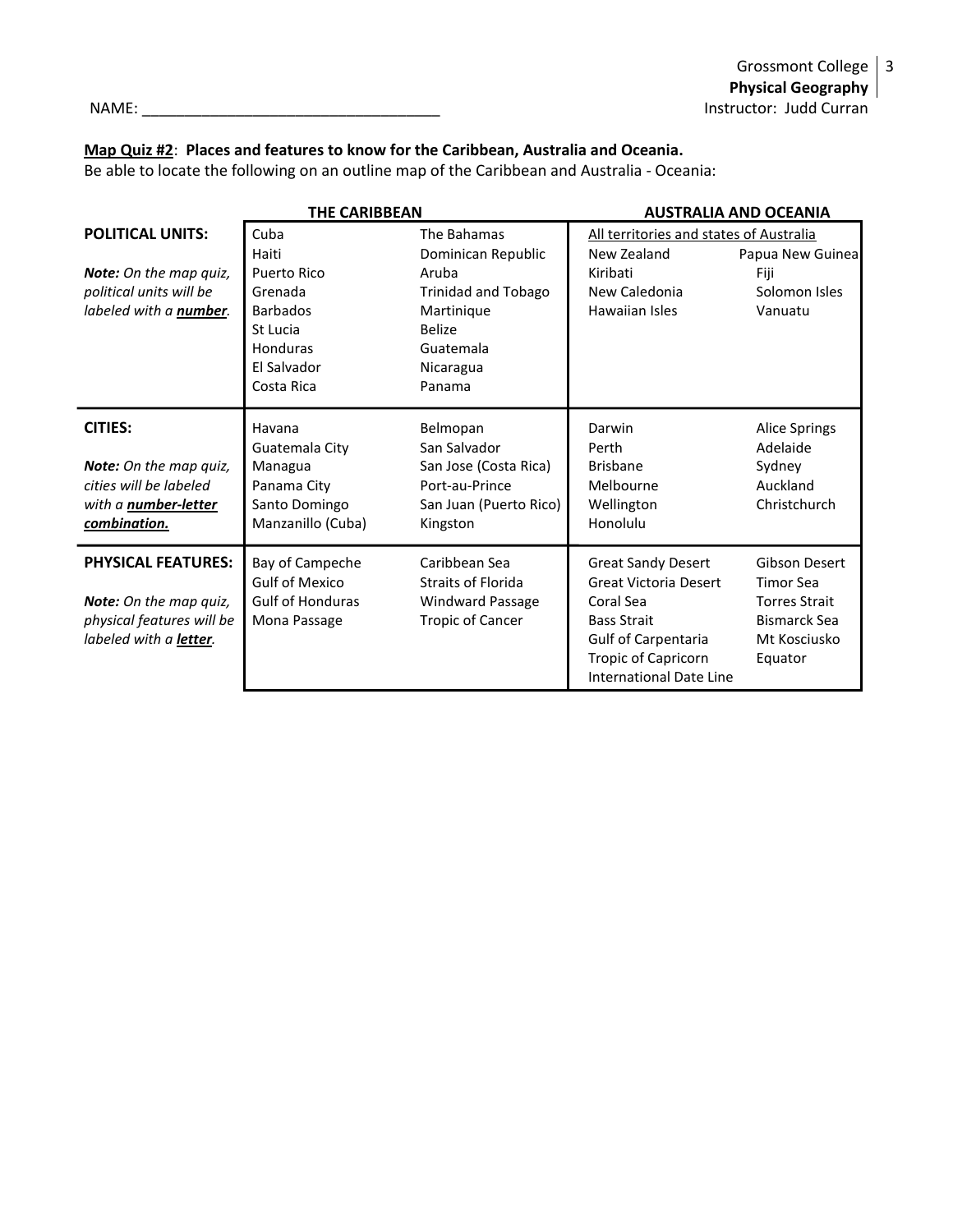NAME: ___________________________________

Grossmont College
**Physical Geography**
Instructor: Judd Curran

**Map Quiz #2**: **Places and features to know for the Caribbean, Australia and Oceania.**
Be able to locate the following on an outline map of the Caribbean and Australia - Oceania:

| | THE CARIBBEAN | | AUSTRALIA AND OCEANIA | |
|---|---|---|---|---|
| **POLITICAL UNITS:**<br><br>***Note:*** *On the map quiz, political units will be labeled with a* ***number****.* | Cuba<br>Haiti<br>Puerto Rico<br>Grenada<br>Barbados<br>St Lucia<br>Honduras<br>El Salvador<br>Costa Rica | The Bahamas<br>Dominican Republic<br>Aruba<br>Trinidad and Tobago<br>Martinique<br>Belize<br>Guatemala<br>Nicaragua<br>Panama | All territories and states of Australia<br>New Zealand<br>Kiribati<br>New Caledonia<br>Hawaiian Isles | <br>Papua New Guinea<br>Fiji<br>Solomon Isles<br>Vanuatu |
| **CITIES:**<br><br>***Note:*** *On the map quiz, cities will be labeled with a* ***number-letter combination.*** | Havana<br>Guatemala City<br>Managua<br>Panama City<br>Santo Domingo<br>Manzanillo (Cuba) | Belmopan<br>San Salvador<br>San Jose (Costa Rica)<br>Port-au-Prince<br>San Juan (Puerto Rico)<br>Kingston | Darwin<br>Perth<br>Brisbane<br>Melbourne<br>Wellington<br>Honolulu | Alice Springs<br>Adelaide<br>Sydney<br>Auckland<br>Christchurch |
| **PHYSICAL FEATURES:**<br><br>***Note:*** *On the map quiz, physical features will be labeled with a* ***letter****.* | Bay of Campeche<br>Gulf of Mexico<br>Gulf of Honduras<br>Mona Passage | Caribbean Sea<br>Straits of Florida<br>Windward Passage<br>Tropic of Cancer | Great Sandy Desert<br>Great Victoria Desert<br>Coral Sea<br>Bass Strait<br>Gulf of Carpentaria<br>Tropic of Capricorn<br>International Date Line | Gibson Desert<br>Timor Sea<br>Torres Strait<br>Bismarck Sea<br>Mt Kosciusko<br>Equator |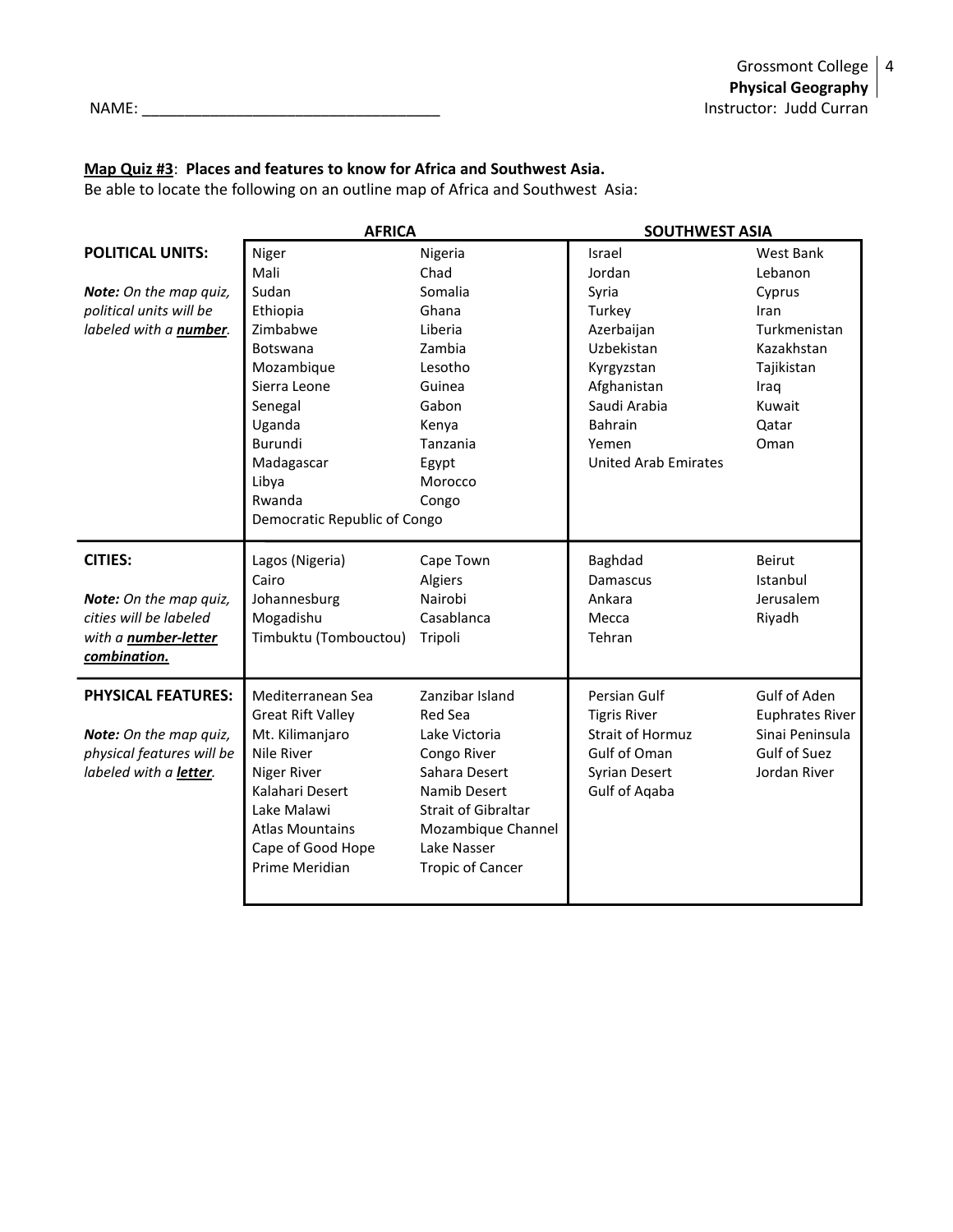NAME: ___________________________________

**Map Quiz #3**: **Places and features to know for Africa and Southwest Asia.**
Be able to locate the following on an outline map of Africa and Southwest Asia:

| | AFRICA | | SOUTHWEST ASIA | |
|---|---|---|---|---|
| **POLITICAL UNITS:** *Note: On the map quiz, political units will be labeled with a **number**.* | Niger<br>Mali<br>Sudan<br>Ethiopia<br>Zimbabwe<br>Botswana<br>Mozambique<br>Sierra Leone<br>Senegal<br>Uganda<br>Burundi<br>Madagascar<br>Libya<br>Rwanda<br>Democratic Republic of Congo | Nigeria<br>Chad<br>Somalia<br>Ghana<br>Liberia<br>Zambia<br>Lesotho<br>Guinea<br>Gabon<br>Kenya<br>Tanzania<br>Egypt<br>Morocco<br>Congo | Israel<br>Jordan<br>Syria<br>Turkey<br>Azerbaijan<br>Uzbekistan<br>Kyrgyzstan<br>Afghanistan<br>Saudi Arabia<br>Bahrain<br>Yemen<br>United Arab Emirates | West Bank<br>Lebanon<br>Cyprus<br>Iran<br>Turkmenistan<br>Kazakhstan<br>Tajikistan<br>Iraq<br>Kuwait<br>Qatar<br>Oman |
| **CITIES:** *Note: On the map quiz, cities will be labeled with a **number-letter combination.*** | Lagos (Nigeria)<br>Cairo<br>Johannesburg<br>Mogadishu<br>Timbuktu (Tombouctou) | Cape Town<br>Algiers<br>Nairobi<br>Casablanca<br>Tripoli | Baghdad<br>Damascus<br>Ankara<br>Mecca<br>Tehran | Beirut<br>Istanbul<br>Jerusalem<br>Riyadh |
| **PHYSICAL FEATURES:** *Note: On the map quiz, physical features will be labeled with a **letter**.* | Mediterranean Sea<br>Great Rift Valley<br>Mt. Kilimanjaro<br>Nile River<br>Niger River<br>Kalahari Desert<br>Lake Malawi<br>Atlas Mountains<br>Cape of Good Hope<br>Prime Meridian | Zanzibar Island<br>Red Sea<br>Lake Victoria<br>Congo River<br>Sahara Desert<br>Namib Desert<br>Strait of Gibraltar<br>Mozambique Channel<br>Lake Nasser<br>Tropic of Cancer | Persian Gulf<br>Tigris River<br>Strait of Hormuz<br>Gulf of Oman<br>Syrian Desert<br>Gulf of Aqaba | Gulf of Aden<br>Euphrates River<br>Sinai Peninsula<br>Gulf of Suez<br>Jordan River |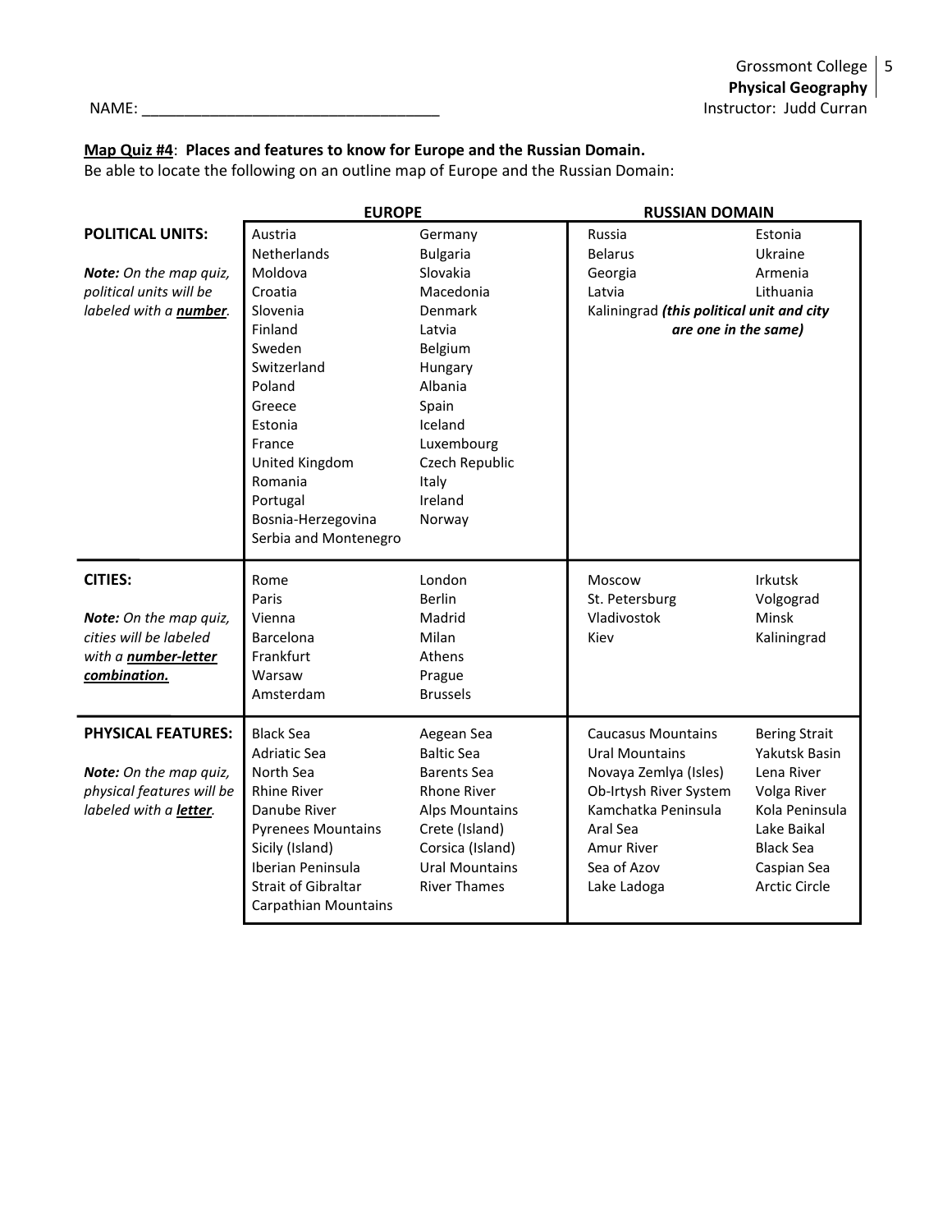NAME: ___________________________________

Grossmont College
**Physical Geography**
Instructor: Judd Curran

**Map Quiz #4**: **Places and features to know for Europe and the Russian Domain.**
Be able to locate the following on an outline map of Europe and the Russian Domain:

| | EUROPE | | RUSSIAN DOMAIN | |
|---|---|---|---|---|
| **POLITICAL UNITS:**<br><br>***Note:*** *On the map quiz, political units will be labeled with a* ***number***. | Austria<br>Netherlands<br>Moldova<br>Croatia<br>Slovenia<br>Finland<br>Sweden<br>Switzerland<br>Poland<br>Greece<br>Estonia<br>France<br>United Kingdom<br>Romania<br>Portugal<br>Bosnia-Herzegovina<br>Serbia and Montenegro | Germany<br>Bulgaria<br>Slovakia<br>Macedonia<br>Denmark<br>Latvia<br>Belgium<br>Hungary<br>Albania<br>Spain<br>Iceland<br>Luxembourg<br>Czech Republic<br>Italy<br>Ireland<br>Norway | Russia<br>Belarus<br>Georgia<br>Latvia<br>Kaliningrad ***(this political unit and city are one in the same)*** | Estonia<br>Ukraine<br>Armenia<br>Lithuania |
| **CITIES:**<br><br>***Note:*** *On the map quiz, cities will be labeled with a* ***number-letter combination.*** | Rome<br>Paris<br>Vienna<br>Barcelona<br>Frankfurt<br>Warsaw<br>Amsterdam | London<br>Berlin<br>Madrid<br>Milan<br>Athens<br>Prague<br>Brussels | Moscow<br>St. Petersburg<br>Vladivostok<br>Kiev | Irkutsk<br>Volgograd<br>Minsk<br>Kaliningrad |
| **PHYSICAL FEATURES:**<br><br>***Note:*** *On the map quiz, physical features will be labeled with a* ***letter***. | Black Sea<br>Adriatic Sea<br>North Sea<br>Rhine River<br>Danube River<br>Pyrenees Mountains<br>Sicily (Island)<br>Iberian Peninsula<br>Strait of Gibraltar<br>Carpathian Mountains | Aegean Sea<br>Baltic Sea<br>Barents Sea<br>Rhone River<br>Alps Mountains<br>Crete (Island)<br>Corsica (Island)<br>Ural Mountains<br>River Thames | Caucasus Mountains<br>Ural Mountains<br>Novaya Zemlya (Isles)<br>Ob-Irtysh River System<br>Kamchatka Peninsula<br>Aral Sea<br>Amur River<br>Sea of Azov<br>Lake Ladoga | Bering Strait<br>Yakutsk Basin<br>Lena River<br>Volga River<br>Kola Peninsula<br>Lake Baikal<br>Black Sea<br>Caspian Sea<br>Arctic Circle |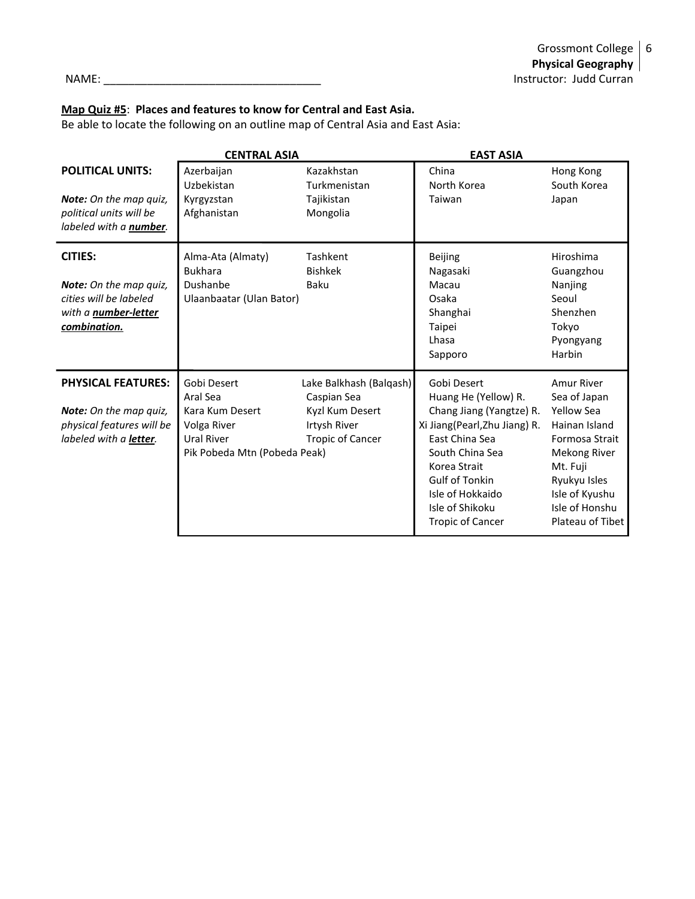NAME: ___________________________________

**Map Quiz #5**: **Places and features to know for Central and East Asia.**
Be able to locate the following on an outline map of Central Asia and East Asia:

| | CENTRAL ASIA | | EAST ASIA | |
|---|---|---|---|---|
| **POLITICAL UNITS:**<br><br>***Note:*** *On the map quiz, political units will be labeled with a* ***number****.* | Azerbaijan<br>Uzbekistan<br>Kyrgyzstan<br>Afghanistan | Kazakhstan<br>Turkmenistan<br>Tajikistan<br>Mongolia | China<br>North Korea<br>Taiwan | Hong Kong<br>South Korea<br>Japan |
| **CITIES:**<br><br>***Note:*** *On the map quiz, cities will be labeled with a* ***number-letter combination.*** | Alma-Ata (Almaty)<br>Bukhara<br>Dushanbe<br>Ulaanbaatar (Ulan Bator) | Tashkent<br>Bishkek<br>Baku | Beijing<br>Nagasaki<br>Macau<br>Osaka<br>Shanghai<br>Taipei<br>Lhasa<br>Sapporo | Hiroshima<br>Guangzhou<br>Nanjing<br>Seoul<br>Shenzhen<br>Tokyo<br>Pyongyang<br>Harbin |
| **PHYSICAL FEATURES:**<br><br>***Note:*** *On the map quiz, physical features will be labeled with a* ***letter****.* | Gobi Desert<br>Aral Sea<br>Kara Kum Desert<br>Volga River<br>Ural River<br>Pik Pobeda Mtn (Pobeda Peak) | Lake Balkhash (Balqash)<br>Caspian Sea<br>Kyzl Kum Desert<br>Irtysh River<br>Tropic of Cancer | Gobi Desert<br>Huang He (Yellow) R.<br>Chang Jiang (Yangtze) R.<br>Xi Jiang(Pearl,Zhu Jiang) R.<br>East China Sea<br>South China Sea<br>Korea Strait<br>Gulf of Tonkin<br>Isle of Hokkaido<br>Isle of Shikoku<br>Tropic of Cancer | Amur River<br>Sea of Japan<br>Yellow Sea<br>Hainan Island<br>Formosa Strait<br>Mekong River<br>Mt. Fuji<br>Ryukyu Isles<br>Isle of Kyushu<br>Isle of Honshu<br>Plateau of Tibet |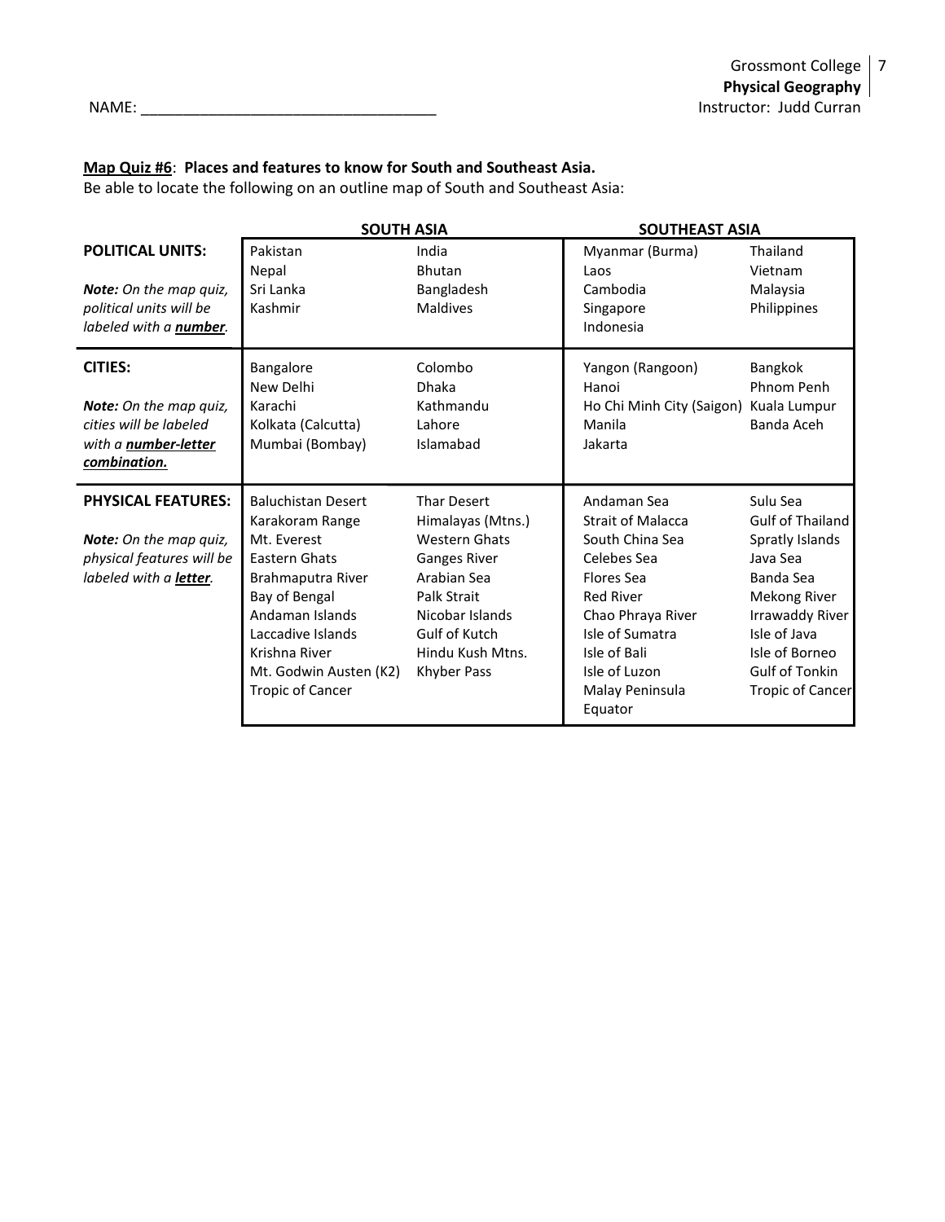Grossmont College
**Physical Geography**
Instructor: Judd Curran

NAME: ___________________________________

**Map Quiz #6**: **Places and features to know for South and Southeast Asia.**
Be able to locate the following on an outline map of South and Southeast Asia:

| | SOUTH ASIA | | SOUTHEAST ASIA | |
|---|---|---|---|---|
| **POLITICAL UNITS:**<br><br>***Note:*** *On the map quiz, political units will be labeled with a* ***number***. | Pakistan<br>Nepal<br>Sri Lanka<br>Kashmir | India<br>Bhutan<br>Bangladesh<br>Maldives | Myanmar (Burma)<br>Laos<br>Cambodia<br>Singapore<br>Indonesia | Thailand<br>Vietnam<br>Malaysia<br>Philippines |
| **CITIES:**<br><br>***Note:*** *On the map quiz, cities will be labeled with a* ***number-letter combination.*** | Bangalore<br>New Delhi<br>Karachi<br>Kolkata (Calcutta)<br>Mumbai (Bombay) | Colombo<br>Dhaka<br>Kathmandu<br>Lahore<br>Islamabad | Yangon (Rangoon)<br>Hanoi<br>Ho Chi Minh City (Saigon)<br>Manila<br>Jakarta | Bangkok<br>Phnom Penh<br>Kuala Lumpur<br>Banda Aceh |
| **PHYSICAL FEATURES:**<br><br>***Note:*** *On the map quiz, physical features will be labeled with a* ***letter***. | Baluchistan Desert<br>Karakoram Range<br>Mt. Everest<br>Eastern Ghats<br>Brahmaputra River<br>Bay of Bengal<br>Andaman Islands<br>Laccadive Islands<br>Krishna River<br>Mt. Godwin Austen (K2)<br>Tropic of Cancer | Thar Desert<br>Himalayas (Mtns.)<br>Western Ghats<br>Ganges River<br>Arabian Sea<br>Palk Strait<br>Nicobar Islands<br>Gulf of Kutch<br>Hindu Kush Mtns.<br>Khyber Pass | Andaman Sea<br>Strait of Malacca<br>South China Sea<br>Celebes Sea<br>Flores Sea<br>Red River<br>Chao Phraya River<br>Isle of Sumatra<br>Isle of Bali<br>Isle of Luzon<br>Malay Peninsula<br>Equator | Sulu Sea<br>Gulf of Thailand<br>Spratly Islands<br>Java Sea<br>Banda Sea<br>Mekong River<br>Irrawaddy River<br>Isle of Java<br>Isle of Borneo<br>Gulf of Tonkin<br>Tropic of Cancer |